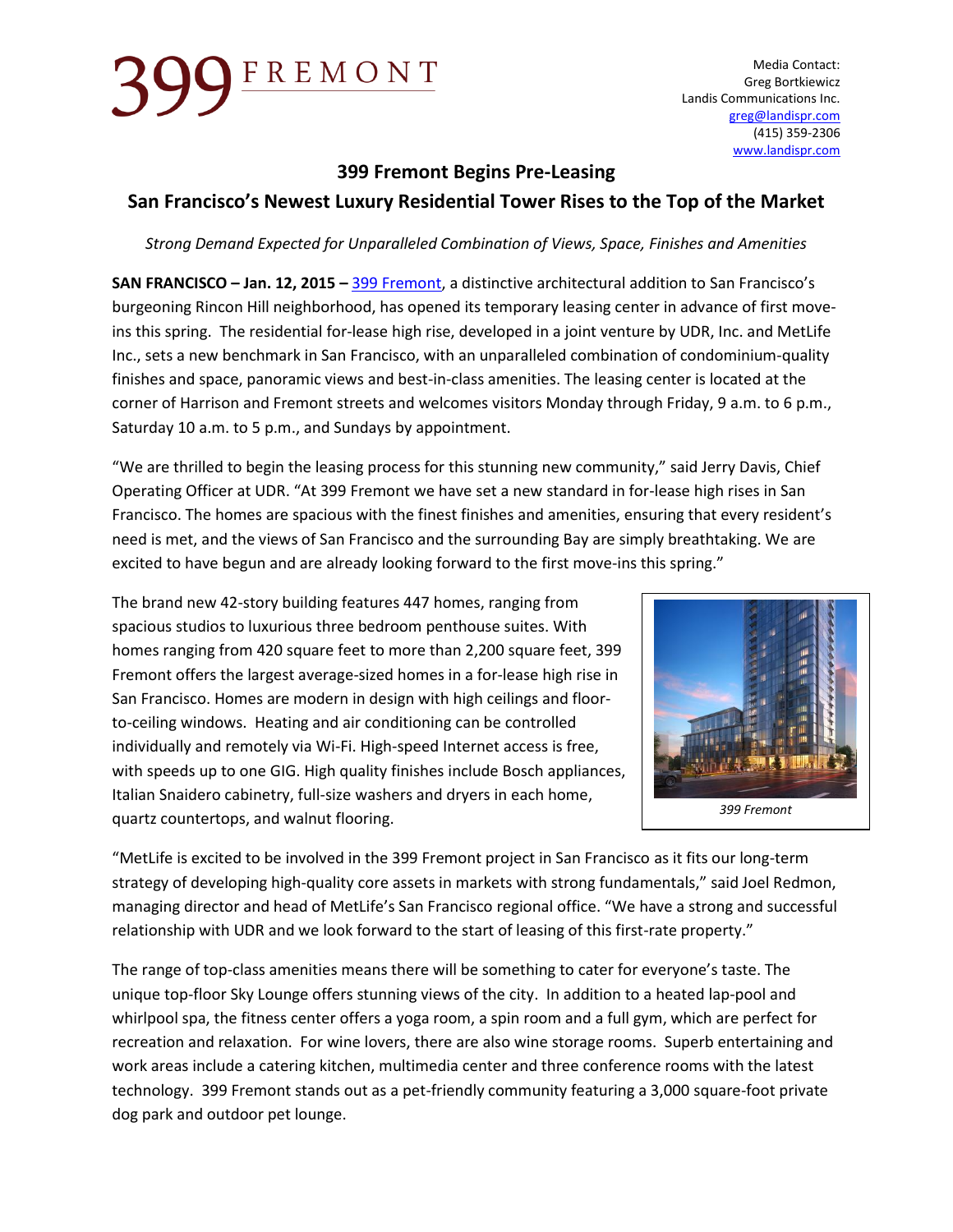399 FREMONT

Media Contact:
Greg Bortkiewicz
Landis Communications Inc.
greg@landispr.com
(415) 359-2306
www.landispr.com

# 399 Fremont Begins Pre-Leasing

## San Francisco's Newest Luxury Residential Tower Rises to the Top of the Market

*Strong Demand Expected for Unparalleled Combination of Views, Space, Finishes and Amenities*

**SAN FRANCISCO – Jan. 12, 2015 –** 399 Fremont, a distinctive architectural addition to San Francisco's burgeoning Rincon Hill neighborhood, has opened its temporary leasing center in advance of first move-ins this spring. The residential for-lease high rise, developed in a joint venture by UDR, Inc. and MetLife Inc., sets a new benchmark in San Francisco, with an unparalleled combination of condominium-quality finishes and space, panoramic views and best-in-class amenities. The leasing center is located at the corner of Harrison and Fremont streets and welcomes visitors Monday through Friday, 9 a.m. to 6 p.m., Saturday 10 a.m. to 5 p.m., and Sundays by appointment.

"We are thrilled to begin the leasing process for this stunning new community," said Jerry Davis, Chief Operating Officer at UDR. "At 399 Fremont we have set a new standard in for-lease high rises in San Francisco. The homes are spacious with the finest finishes and amenities, ensuring that every resident's need is met, and the views of San Francisco and the surrounding Bay are simply breathtaking. We are excited to have begun and are already looking forward to the first move-ins this spring."

The brand new 42-story building features 447 homes, ranging from spacious studios to luxurious three bedroom penthouse suites. With homes ranging from 420 square feet to more than 2,200 square feet, 399 Fremont offers the largest average-sized homes in a for-lease high rise in San Francisco. Homes are modern in design with high ceilings and floor-to-ceiling windows. Heating and air conditioning can be controlled individually and remotely via Wi-Fi. High-speed Internet access is free, with speeds up to one GIG. High quality finishes include Bosch appliances, Italian Snaidero cabinetry, full-size washers and dryers in each home, quartz countertops, and walnut flooring.

*399 Fremont*

"MetLife is excited to be involved in the 399 Fremont project in San Francisco as it fits our long-term strategy of developing high-quality core assets in markets with strong fundamentals," said Joel Redmon, managing director and head of MetLife's San Francisco regional office. "We have a strong and successful relationship with UDR and we look forward to the start of leasing of this first-rate property."

The range of top-class amenities means there will be something to cater for everyone's taste. The unique top-floor Sky Lounge offers stunning views of the city. In addition to a heated lap-pool and whirlpool spa, the fitness center offers a yoga room, a spin room and a full gym, which are perfect for recreation and relaxation. For wine lovers, there are also wine storage rooms. Superb entertaining and work areas include a catering kitchen, multimedia center and three conference rooms with the latest technology. 399 Fremont stands out as a pet-friendly community featuring a 3,000 square-foot private dog park and outdoor pet lounge.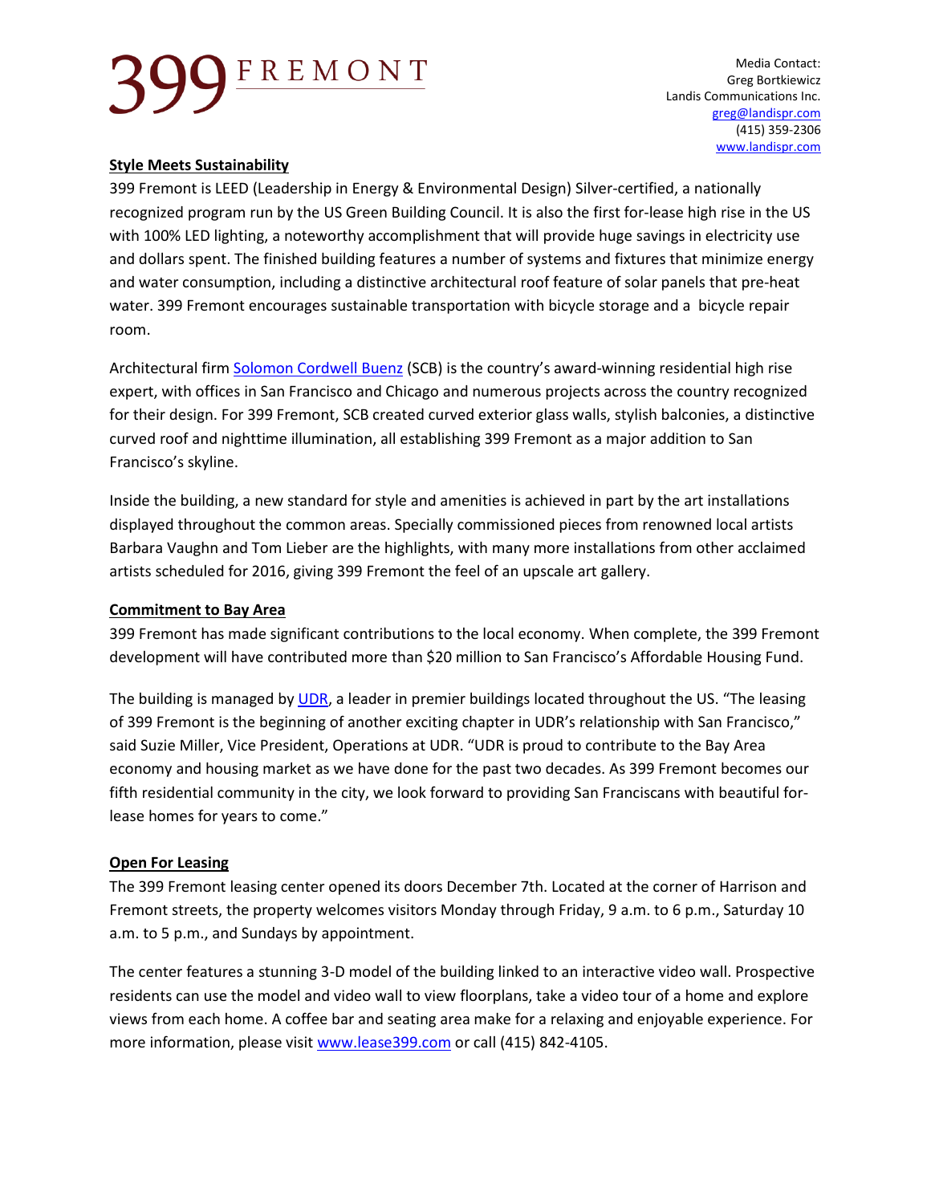# 399 FREMONT

Media Contact:
Greg Bortkiewicz
Landis Communications Inc.
greg@landispr.com
(415) 359-2306
www.landispr.com

**Style Meets Sustainability**

399 Fremont is LEED (Leadership in Energy & Environmental Design) Silver-certified, a nationally recognized program run by the US Green Building Council. It is also the first for-lease high rise in the US with 100% LED lighting, a noteworthy accomplishment that will provide huge savings in electricity use and dollars spent. The finished building features a number of systems and fixtures that minimize energy and water consumption, including a distinctive architectural roof feature of solar panels that pre-heat water. 399 Fremont encourages sustainable transportation with bicycle storage and a bicycle repair room.

Architectural firm Solomon Cordwell Buenz (SCB) is the country's award-winning residential high rise expert, with offices in San Francisco and Chicago and numerous projects across the country recognized for their design. For 399 Fremont, SCB created curved exterior glass walls, stylish balconies, a distinctive curved roof and nighttime illumination, all establishing 399 Fremont as a major addition to San Francisco's skyline.

Inside the building, a new standard for style and amenities is achieved in part by the art installations displayed throughout the common areas. Specially commissioned pieces from renowned local artists Barbara Vaughn and Tom Lieber are the highlights, with many more installations from other acclaimed artists scheduled for 2016, giving 399 Fremont the feel of an upscale art gallery.

**Commitment to Bay Area**

399 Fremont has made significant contributions to the local economy. When complete, the 399 Fremont development will have contributed more than $20 million to San Francisco's Affordable Housing Fund.

The building is managed by UDR, a leader in premier buildings located throughout the US. "The leasing of 399 Fremont is the beginning of another exciting chapter in UDR's relationship with San Francisco," said Suzie Miller, Vice President, Operations at UDR. "UDR is proud to contribute to the Bay Area economy and housing market as we have done for the past two decades. As 399 Fremont becomes our fifth residential community in the city, we look forward to providing San Franciscans with beautiful for-lease homes for years to come."

**Open For Leasing**

The 399 Fremont leasing center opened its doors December 7th. Located at the corner of Harrison and Fremont streets, the property welcomes visitors Monday through Friday, 9 a.m. to 6 p.m., Saturday 10 a.m. to 5 p.m., and Sundays by appointment.

The center features a stunning 3-D model of the building linked to an interactive video wall. Prospective residents can use the model and video wall to view floorplans, take a video tour of a home and explore views from each home. A coffee bar and seating area make for a relaxing and enjoyable experience. For more information, please visit www.lease399.com or call (415) 842-4105.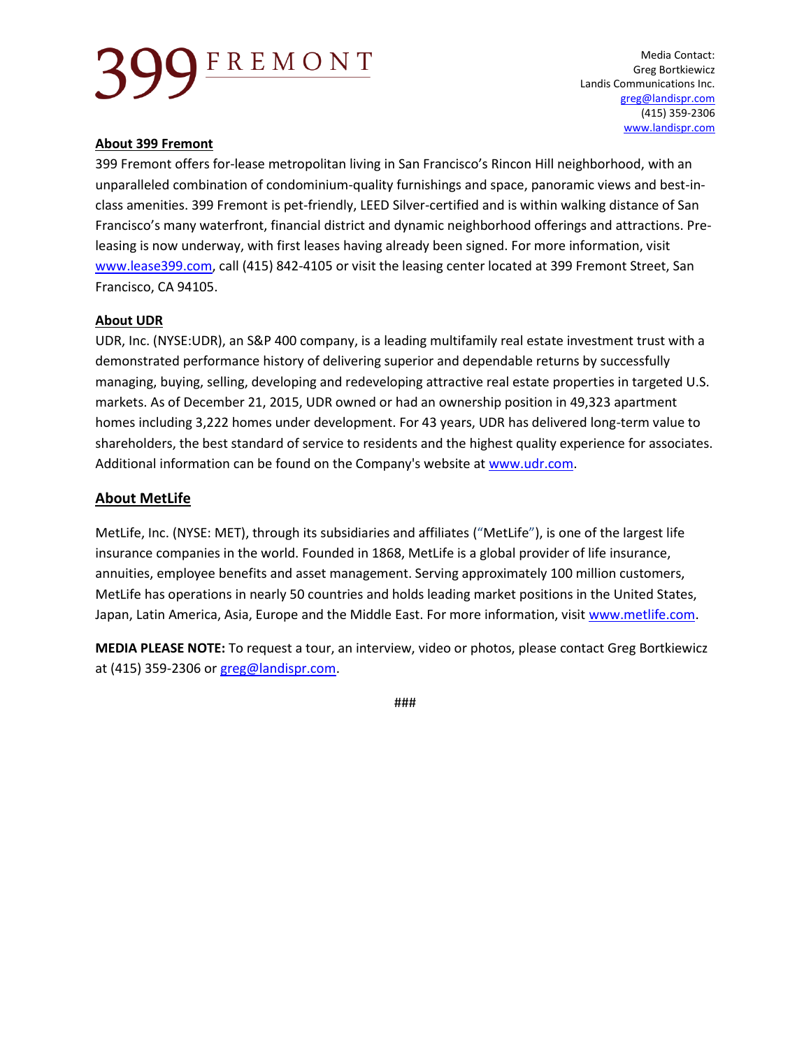# 399 FREMONT

Media Contact:
Greg Bortkiewicz
Landis Communications Inc.
greg@landispr.com
(415) 359-2306
www.landispr.com

## About 399 Fremont

399 Fremont offers for-lease metropolitan living in San Francisco's Rincon Hill neighborhood, with an unparalleled combination of condominium-quality furnishings and space, panoramic views and best-in-class amenities. 399 Fremont is pet-friendly, LEED Silver-certified and is within walking distance of San Francisco's many waterfront, financial district and dynamic neighborhood offerings and attractions. Pre-leasing is now underway, with first leases having already been signed. For more information, visit www.lease399.com, call (415) 842-4105 or visit the leasing center located at 399 Fremont Street, San Francisco, CA 94105.

## About UDR

UDR, Inc. (NYSE:UDR), an S&P 400 company, is a leading multifamily real estate investment trust with a demonstrated performance history of delivering superior and dependable returns by successfully managing, buying, selling, developing and redeveloping attractive real estate properties in targeted U.S. markets. As of December 21, 2015, UDR owned or had an ownership position in 49,323 apartment homes including 3,222 homes under development. For 43 years, UDR has delivered long-term value to shareholders, the best standard of service to residents and the highest quality experience for associates. Additional information can be found on the Company's website at www.udr.com.

## About MetLife

MetLife, Inc. (NYSE: MET), through its subsidiaries and affiliates ("MetLife"), is one of the largest life insurance companies in the world. Founded in 1868, MetLife is a global provider of life insurance, annuities, employee benefits and asset management. Serving approximately 100 million customers, MetLife has operations in nearly 50 countries and holds leading market positions in the United States, Japan, Latin America, Asia, Europe and the Middle East. For more information, visit www.metlife.com.

**MEDIA PLEASE NOTE:** To request a tour, an interview, video or photos, please contact Greg Bortkiewicz at (415) 359-2306 or greg@landispr.com.

###